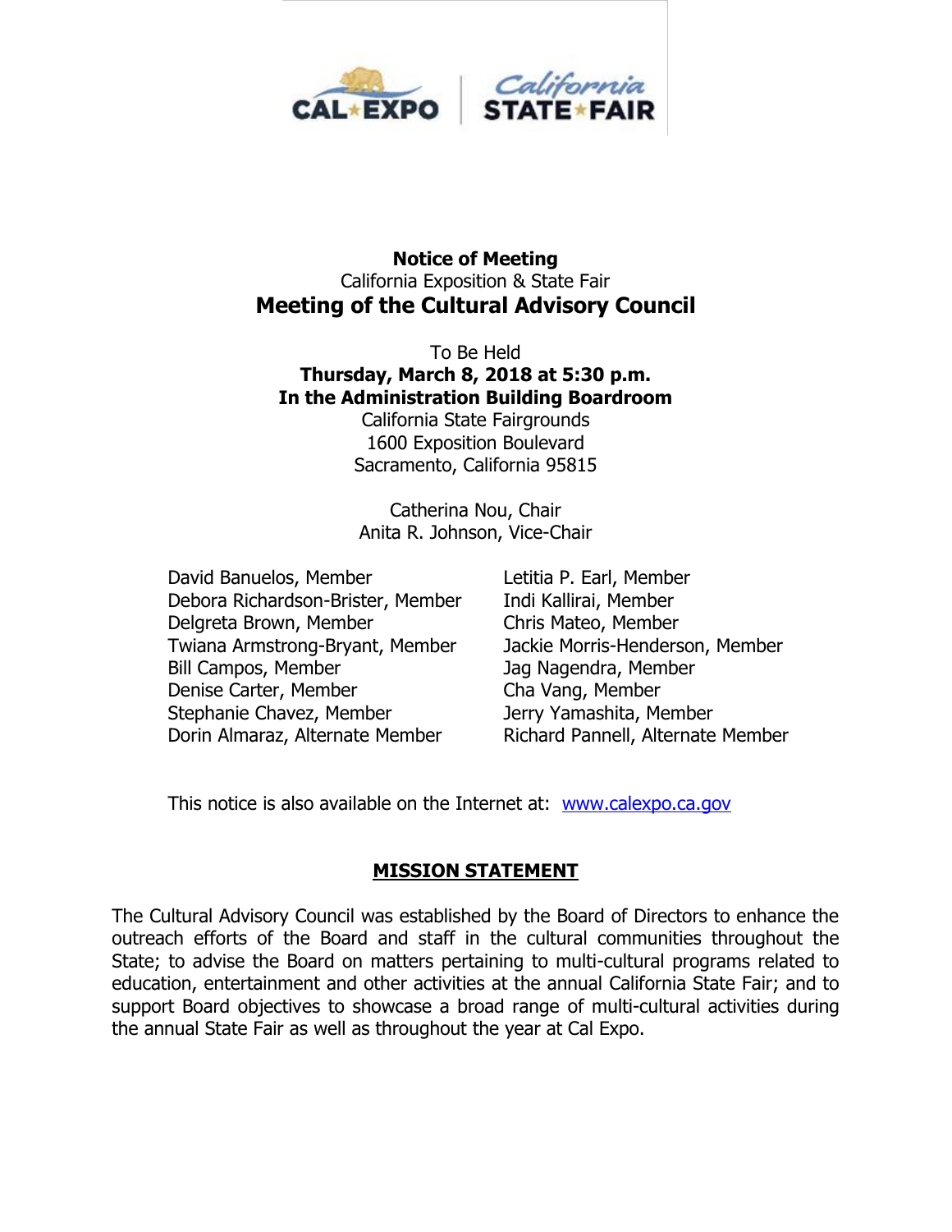**Notice of Meeting**

California Exposition & State Fair

# Meeting of the Cultural Advisory Council

To Be Held

**Thursday, March 8, 2018 at 5:30 p.m.**

**In the Administration Building Boardroom**

California State Fairgrounds
1600 Exposition Boulevard
Sacramento, California 95815

Catherina Nou, Chair
Anita R. Johnson, Vice-Chair

David Banuelos, Member
Debora Richardson-Brister, Member
Delgreta Brown, Member
Twiana Armstrong-Bryant, Member
Bill Campos, Member
Denise Carter, Member
Stephanie Chavez, Member
Dorin Almaraz, Alternate Member
Letitia P. Earl, Member
Indi Kallirai, Member
Chris Mateo, Member
Jackie Morris-Henderson, Member
Jag Nagendra, Member
Cha Vang, Member
Jerry Yamashita, Member
Richard Pannell, Alternate Member

This notice is also available on the Internet at: [www.calexpo.ca.gov](http://www.calexpo.ca.gov)

## MISSION STATEMENT

The Cultural Advisory Council was established by the Board of Directors to enhance the outreach efforts of the Board and staff in the cultural communities throughout the State; to advise the Board on matters pertaining to multi-cultural programs related to education, entertainment and other activities at the annual California State Fair; and to support Board objectives to showcase a broad range of multi-cultural activities during the annual State Fair as well as throughout the year at Cal Expo.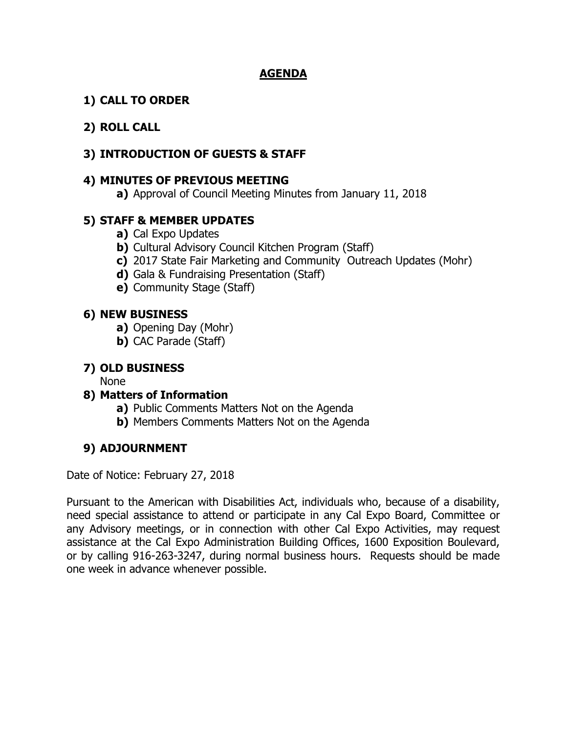# AGENDA

**1) CALL TO ORDER**

**2) ROLL CALL**

**3) INTRODUCTION OF GUESTS & STAFF**

**4) MINUTES OF PREVIOUS MEETING**

- **a)** Approval of Council Meeting Minutes from January 11, 2018

**5) STAFF & MEMBER UPDATES**

- **a)** Cal Expo Updates
- **b)** Cultural Advisory Council Kitchen Program (Staff)
- **c)** 2017 State Fair Marketing and Community Outreach Updates (Mohr)
- **d)** Gala & Fundraising Presentation (Staff)
- **e)** Community Stage (Staff)

**6) NEW BUSINESS**

- **a)** Opening Day (Mohr)
- **b)** CAC Parade (Staff)

**7) OLD BUSINESS**

None

**8) Matters of Information**

- **a)** Public Comments Matters Not on the Agenda
- **b)** Members Comments Matters Not on the Agenda

**9) ADJOURNMENT**

Date of Notice: February 27, 2018

Pursuant to the American with Disabilities Act, individuals who, because of a disability, need special assistance to attend or participate in any Cal Expo Board, Committee or any Advisory meetings, or in connection with other Cal Expo Activities, may request assistance at the Cal Expo Administration Building Offices, 1600 Exposition Boulevard, or by calling 916-263-3247, during normal business hours. Requests should be made one week in advance whenever possible.